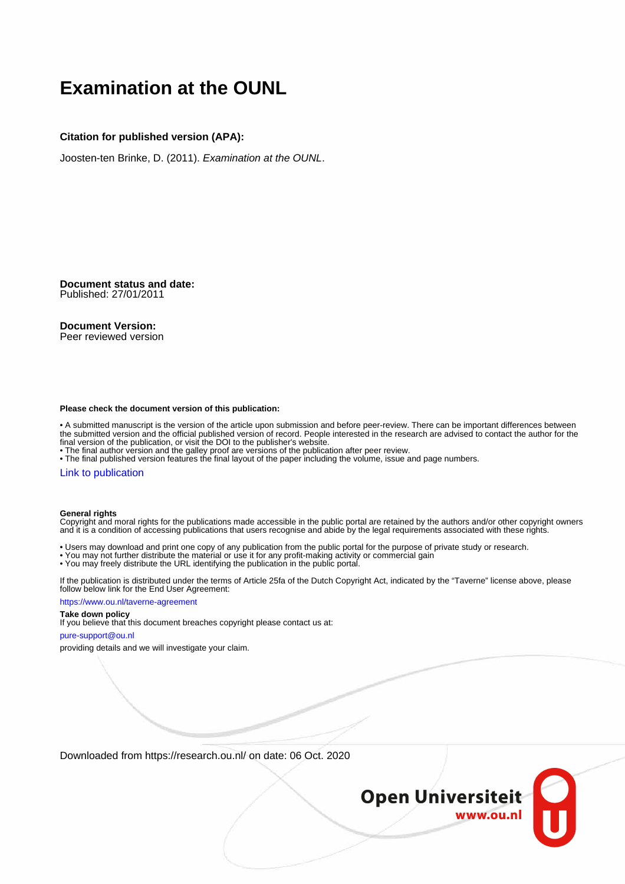# Examination at the OUNL

**Citation for published version (APA):**

Joosten-ten Brinke, D. (2011). *Examination at the OUNL*.

**Document status and date:**
Published: 27/01/2011

**Document Version:**
Peer reviewed version

**Please check the document version of this publication:**

• A submitted manuscript is the version of the article upon submission and before peer-review. There can be important differences between the submitted version and the official published version of record. People interested in the research are advised to contact the author for the final version of the publication, or visit the DOI to the publisher's website.
• The final author version and the galley proof are versions of the publication after peer review.
• The final published version features the final layout of the paper including the volume, issue and page numbers.

Link to publication

**General rights**
Copyright and moral rights for the publications made accessible in the public portal are retained by the authors and/or other copyright owners and it is a condition of accessing publications that users recognise and abide by the legal requirements associated with these rights.

• Users may download and print one copy of any publication from the public portal for the purpose of private study or research.
• You may not further distribute the material or use it for any profit-making activity or commercial gain
• You may freely distribute the URL identifying the publication in the public portal.

If the publication is distributed under the terms of Article 25fa of the Dutch Copyright Act, indicated by the "Taverne" license above, please follow below link for the End User Agreement:

https://www.ou.nl/taverne-agreement

**Take down policy**
If you believe that this document breaches copyright please contact us at:

pure-support@ou.nl

providing details and we will investigate your claim.

Downloaded from https://research.ou.nl/ on date: 06 Oct. 2020

Open Universiteit
www.ou.nl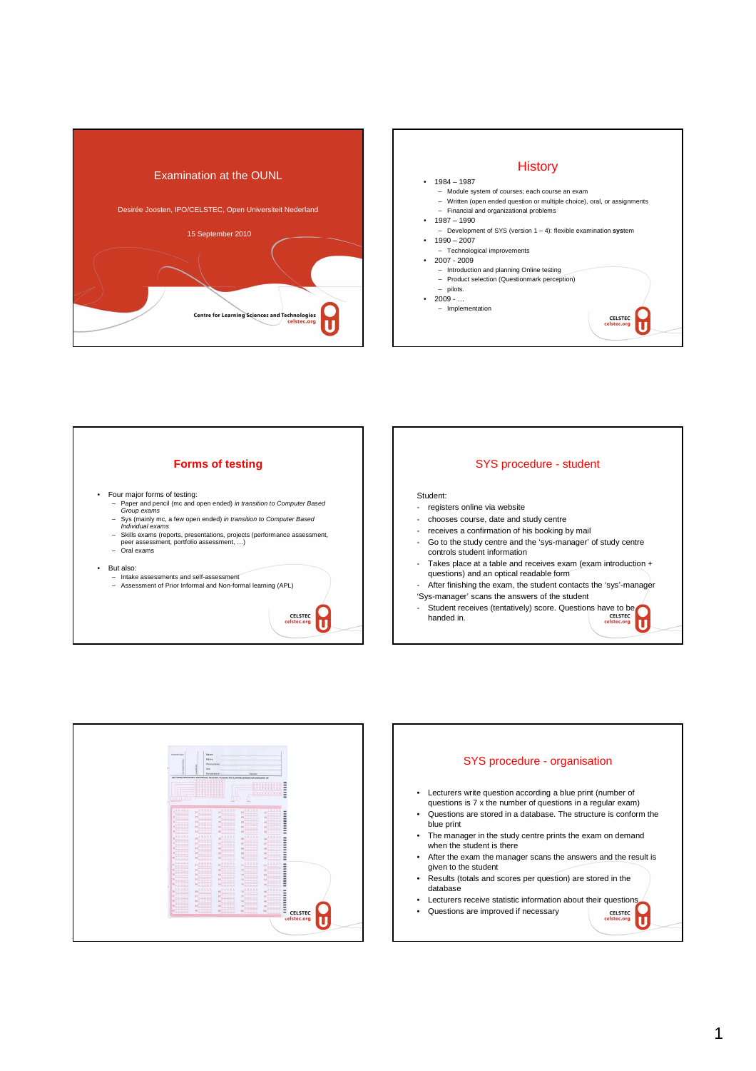# Examination at the OUNL

Desirée Joosten, IPO/CELSTEC, Open Universiteit Nederland

15 September 2010

Centre for Learning Sciences and Technologies
celstec.org

## History

- 1984 – 1987
  - Module system of courses; each course an exam
  - Written (open ended question or multiple choice), oral, or assignments
  - Financial and organizational problems
- 1987 – 1990
  - Development of SYS (version 1 – 4): flexible examination **sys**tem
- 1990 – 2007
  - Technological improvements
- 2007 - 2009
  - Introduction and planning Online testing
  - Product selection (Questionmark perception)
  - pilots.
- 2009 - ...
  - Implementation

## Forms of testing

- Four major forms of testing:
  - Paper and pencil (mc and open ended) *in transition to Computer Based Group exams*
  - Sys (mainly mc, a few open ended) *in transition to Computer Based Individual exams*
  - Skills exams (reports, presentations, projects (performance assessment, peer assessment, portfolio assessment, …)
  - Oral exams
- But also:
  - Intake assessments and self-assessment
  - Assessment of Prior Informal and Non-formal learning (APL)

## SYS procedure - student

Student:

- registers online via website
- chooses course, date and study centre
- receives a confirmation of his booking by mail
- Go to the study centre and the 'sys-manager' of study centre controls student information
- Takes place at a table and receives exam (exam introduction + questions) and an optical readable form
- After finishing the exam, the student contacts the 'sys'-manager

'Sys-manager' scans the answers of the student

- Student receives (tentatively) score. Questions have to be handed in.

## SYS procedure - organisation

- Lecturers write question according a blue print (number of questions is 7 x the number of questions in a regular exam)
- Questions are stored in a database. The structure is conform the blue print
- The manager in the study centre prints the exam on demand when the student is there
- After the exam the manager scans the answers and the result is given to the student
- Results (totals and scores per question) are stored in the database
- Lecturers receive statistic information about their questions
- Questions are improved if necessary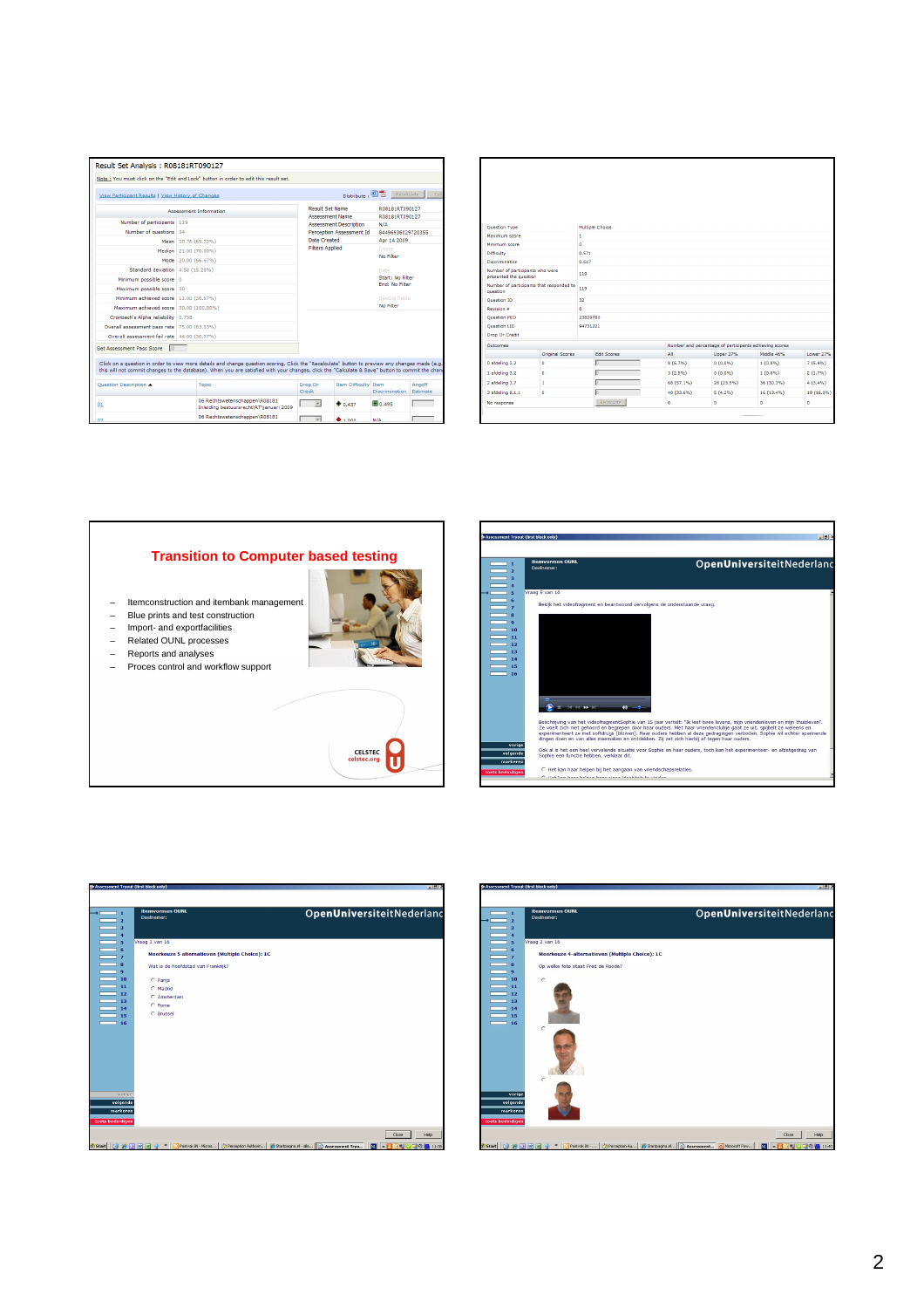## Transition to Computer based testing

- Itemconstruction and itembank management
- Blue prints and test construction
- Import- and exportfacilities
- Related OUNL processes
- Reports and analyses
- Proces control and workflow support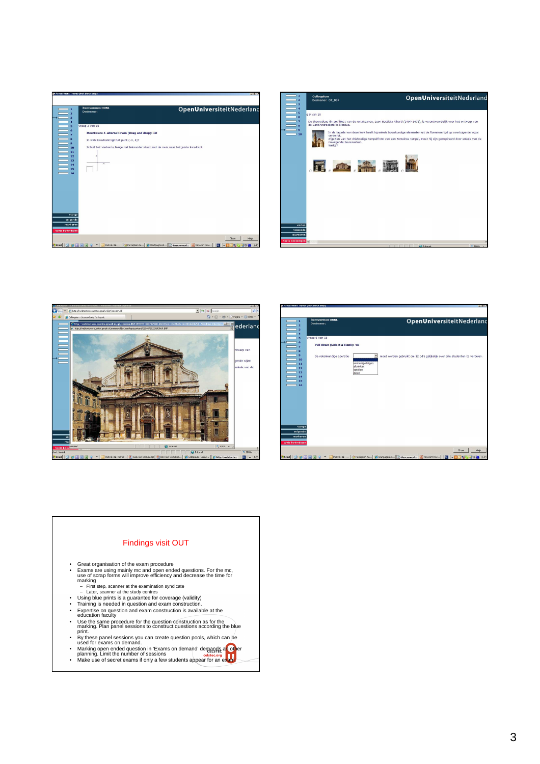# Findings visit OUT

- Great organisation of the exam procedure
- Exams are using mainly mc and open ended questions. For the mc, use of scrap forms will improve efficiency and decrease the time for marking
  - First step, scanner at the examination syndicate
  - Later, scanner at the study centres
- Using blue prints is a guarantee for coverage (validity)
- Training is needed in question and exam construction.
- Expertise on question and exam construction is available at the education faculty
- Use the same procedure for the question construction as for the marking. Plan panel sessions to construct questions according the blue print.
- By these panel sessions you can create question pools, which can be used for exams on demand.
- Marking open ended question in 'Exams on demand' demands an other planning. Limit the number of sessions
- Make use of secret exams if only a few students appear for an exam